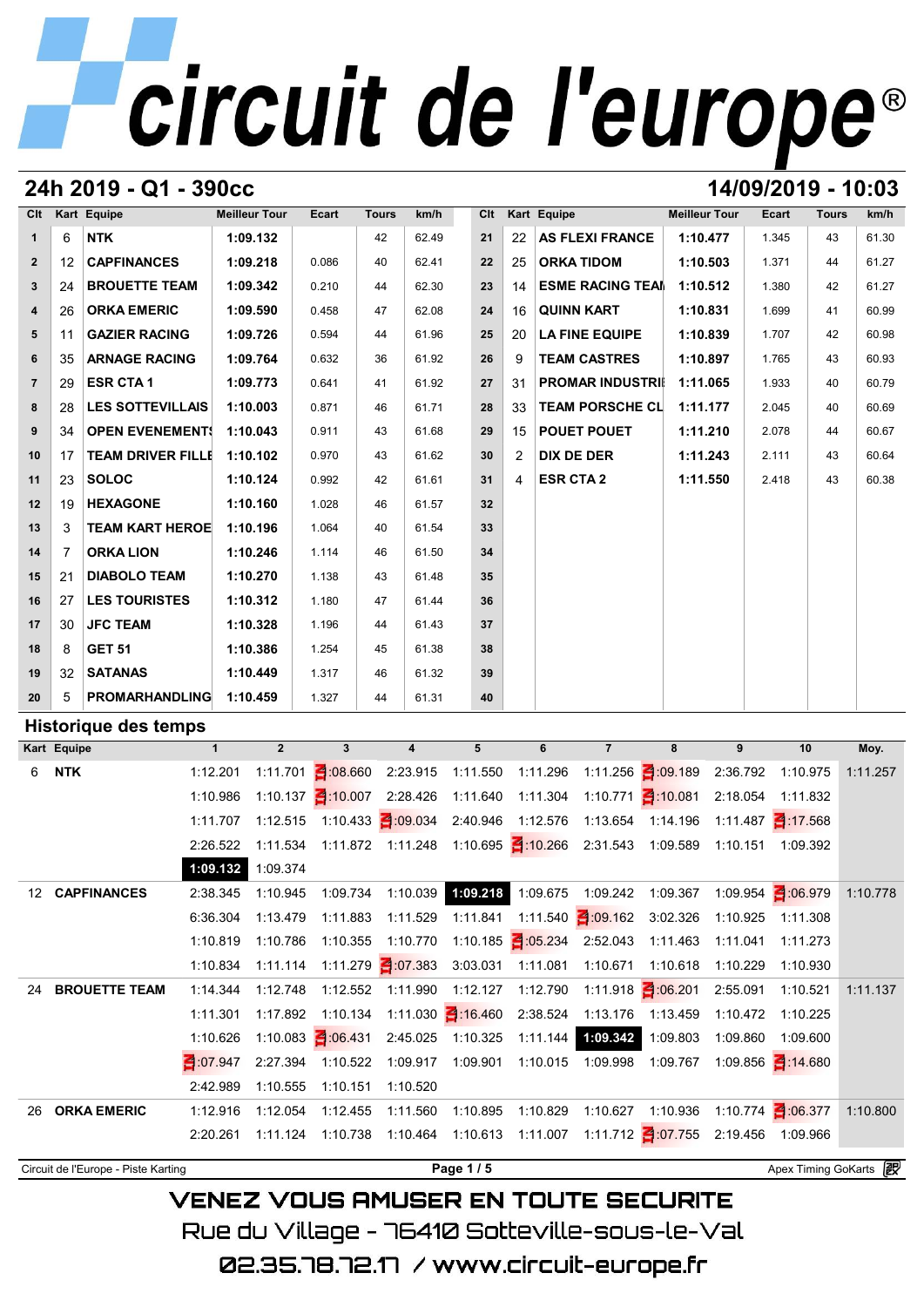# circuit de l'europe®

## 24h 2019 - Q1 - 390cc

14/09/2019 - 10:03

| Clt | Kart | Equipe | Meilleur Tour | Ecart | Tours | km/h |
|---|---|---|---|---|---|---|
| 1 | 6 | NTK | 1:09.132 | | 42 | 62.49 |
| 2 | 12 | CAPFINANCES | 1:09.218 | 0.086 | 40 | 62.41 |
| 3 | 24 | BROUETTE TEAM | 1:09.342 | 0.210 | 44 | 62.30 |
| 4 | 26 | ORKA EMERIC | 1:09.590 | 0.458 | 47 | 62.08 |
| 5 | 11 | GAZIER RACING | 1:09.726 | 0.594 | 44 | 61.96 |
| 6 | 35 | ARNAGE RACING | 1:09.764 | 0.632 | 36 | 61.92 |
| 7 | 29 | ESR CTA 1 | 1:09.773 | 0.641 | 41 | 61.92 |
| 8 | 28 | LES SOTTEVILLAIS | 1:10.003 | 0.871 | 46 | 61.71 |
| 9 | 34 | OPEN EVENEMENTS | 1:10.043 | 0.911 | 43 | 61.68 |
| 10 | 17 | TEAM DRIVER FILLE | 1:10.102 | 0.970 | 43 | 61.62 |
| 11 | 23 | SOLOC | 1:10.124 | 0.992 | 42 | 61.61 |
| 12 | 19 | HEXAGONE | 1:10.160 | 1.028 | 46 | 61.57 |
| 13 | 3 | TEAM KART HEROE | 1:10.196 | 1.064 | 40 | 61.54 |
| 14 | 7 | ORKA LION | 1:10.246 | 1.114 | 46 | 61.50 |
| 15 | 21 | DIABOLO TEAM | 1:10.270 | 1.138 | 43 | 61.48 |
| 16 | 27 | LES TOURISTES | 1:10.312 | 1.180 | 47 | 61.44 |
| 17 | 30 | JFC TEAM | 1:10.328 | 1.196 | 44 | 61.43 |
| 18 | 8 | GET 51 | 1:10.386 | 1.254 | 45 | 61.38 |
| 19 | 32 | SATANAS | 1:10.449 | 1.317 | 46 | 61.32 |
| 20 | 5 | PROMARHANDLING | 1:10.459 | 1.327 | 44 | 61.31 |
| 21 | 22 | AS FLEXI FRANCE | 1:10.477 | 1.345 | 43 | 61.30 |
| 22 | 25 | ORKA TIDOM | 1:10.503 | 1.371 | 44 | 61.27 |
| 23 | 14 | ESME RACING TEAM | 1:10.512 | 1.380 | 42 | 61.27 |
| 24 | 16 | QUINN KART | 1:10.831 | 1.699 | 41 | 60.99 |
| 25 | 20 | LA FINE EQUIPE | 1:10.839 | 1.707 | 42 | 60.98 |
| 26 | 9 | TEAM CASTRES | 1:10.897 | 1.765 | 43 | 60.93 |
| 27 | 31 | PROMAR INDUSTRIE | 1:11.065 | 1.933 | 40 | 60.79 |
| 28 | 33 | TEAM PORSCHE CL | 1:11.177 | 2.045 | 40 | 60.69 |
| 29 | 15 | POUET POUET | 1:11.210 | 2.078 | 44 | 60.67 |
| 30 | 2 | DIX DE DER | 1:11.243 | 2.111 | 43 | 60.64 |
| 31 | 4 | ESR CTA 2 | 1:11.550 | 2.418 | 43 | 60.38 |
| 32 | | | | | | |
| 33 | | | | | | |
| 34 | | | | | | |
| 35 | | | | | | |
| 36 | | | | | | |
| 37 | | | | | | |
| 38 | | | | | | |
| 39 | | | | | | |
| 40 | | | | | | |

## Historique des temps

| Kart | Equipe | 1 | 2 | 3 | 4 | 5 | 6 | 7 | 8 | 9 | 10 | Moy. |
|---|---|---|---|---|---|---|---|---|---|---|---|---|
| 6 | NTK | 1:12.201 | 1:11.701 | :08.660 | 2:23.915 | 1:11.550 | 1:11.296 | 1:11.256 | :09.189 | 2:36.792 | 1:10.975 | 1:11.257 |
| | | 1:10.986 | 1:10.137 | :10.007 | 2:28.426 | 1:11.640 | 1:11.304 | 1:10.771 | :10.081 | 2:18.054 | 1:11.832 | |
| | | 1:11.707 | 1:12.515 | 1:10.433 | :09.034 | 2:40.946 | 1:12.576 | 1:13.654 | 1:14.196 | 1:11.487 | :17.568 | |
| | | 2:26.522 | 1:11.534 | 1:11.872 | 1:11.248 | 1:10.695 | :10.266 | 2:31.543 | 1:09.589 | 1:10.151 | 1:09.392 | |
| | | **1:09.132** | 1:09.374 | | | | | | | | | |
| 12 | CAPFINANCES | 2:38.345 | 1:10.945 | 1:09.734 | 1:10.039 | **1:09.218** | 1:09.675 | 1:09.242 | 1:09.367 | 1:09.954 | :06.979 | 1:10.778 |
| | | 6:36.304 | 1:13.479 | 1:11.883 | 1:11.529 | 1:11.841 | 1:11.540 | :09.162 | 3:02.326 | 1:10.925 | 1:11.308 | |
| | | 1:10.819 | 1:10.786 | 1:10.355 | 1:10.770 | 1:10.185 | :05.234 | 2:52.043 | 1:11.463 | 1:11.041 | 1:11.273 | |
| | | 1:10.834 | 1:11.114 | 1:11.279 | :07.383 | 3:03.031 | 1:11.081 | 1:10.671 | 1:10.618 | 1:10.229 | 1:10.930 | |
| 24 | BROUETTE TEAM | 1:14.344 | 1:12.748 | 1:12.552 | 1:11.990 | 1:12.127 | 1:12.790 | 1:11.918 | :06.201 | 2:55.091 | 1:10.521 | 1:11.137 |
| | | 1:11.301 | 1:17.892 | 1:10.134 | 1:11.030 | :16.460 | 2:38.524 | 1:13.176 | 1:13.459 | 1:10.472 | 1:10.225 | |
| | | 1:10.626 | 1:10.083 | :06.431 | 2:45.025 | 1:10.325 | 1:11.144 | **1:09.342** | 1:09.803 | 1:09.860 | 1:09.600 | |
| | | :07.947 | 2:27.394 | 1:10.522 | 1:09.917 | 1:09.901 | 1:10.015 | 1:09.998 | 1:09.767 | 1:09.856 | :14.680 | |
| | | 2:42.989 | 1:10.555 | 1:10.151 | 1:10.520 | | | | | | | |
| 26 | ORKA EMERIC | 1:12.916 | 1:12.054 | 1:12.455 | 1:11.560 | 1:10.895 | 1:10.829 | 1:10.627 | 1:10.936 | 1:10.774 | :06.377 | 1:10.800 |
| | | 2:20.261 | 1:11.124 | 1:10.738 | 1:10.464 | 1:10.613 | 1:11.007 | 1:11.712 | :07.755 | 2:19.456 | 1:09.966 | |

Circuit de l'Europe - Piste Karting — Apex Timing GoKarts

VENEZ VOUS AMUSER EN TOUTE SECURITE

Rue du Village - 76410 Sotteville-sous-le-Val

02.35.78.72.17 / www.circuit-europe.fr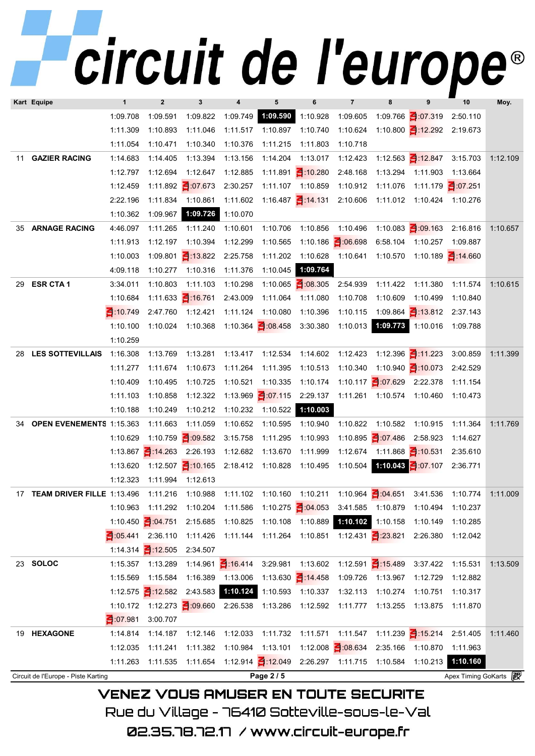# circuit de l'europe®

| Kart | Equipe | 1 | 2 | 3 | 4 | 5 | 6 | 7 | 8 | 9 | 10 | Moy. |
|---|---|---|---|---|---|---|---|---|---|---|---|---|
| | | 1:09.708 | 1:09.591 | 1:09.822 | 1:09.749 | **1:09.590** | 1:10.928 | 1:09.605 | 1:09.766 | :07.319 | 2:50.110 | |
| | | 1:11.309 | 1:10.893 | 1:11.046 | 1:11.517 | 1:10.897 | 1:10.740 | 1:10.624 | 1:10.800 | :12.292 | 2:19.673 | |
| | | 1:11.054 | 1:10.471 | 1:10.340 | 1:10.376 | 1:11.215 | 1:11.803 | 1:10.718 | | | | |
| 11 | GAZIER RACING | 1:14.683 | 1:14.405 | 1:13.394 | 1:13.156 | 1:14.204 | 1:13.017 | 1:12.423 | 1:12.563 | :12.847 | 3:15.703 | 1:12.109 |
| | | 1:12.797 | 1:12.694 | 1:12.647 | 1:12.885 | 1:11.891 | :10.280 | 2:48.168 | 1:13.294 | 1:11.903 | 1:13.664 | |
| | | 1:12.459 | 1:11.892 | :07.673 | 2:30.257 | 1:11.107 | 1:10.859 | 1:10.912 | 1:11.076 | 1:11.179 | :07.251 | |
| | | 2:22.196 | 1:11.834 | 1:10.861 | 1:11.602 | 1:16.487 | :14.131 | 2:10.606 | 1:11.012 | 1:10.424 | 1:10.276 | |
| | | 1:10.362 | 1:09.967 | **1:09.726** | 1:10.070 | | | | | | | |
| 35 | ARNAGE RACING | 4:46.097 | 1:11.265 | 1:11.240 | 1:10.601 | 1:10.706 | 1:10.856 | 1:10.496 | 1:10.083 | :09.163 | 2:16.816 | 1:10.657 |
| | | 1:11.913 | 1:12.197 | 1:10.394 | 1:12.299 | 1:10.565 | 1:10.186 | :06.698 | 6:58.104 | 1:10.257 | 1:09.887 | |
| | | 1:10.003 | 1:09.801 | :13.822 | 2:25.758 | 1:11.202 | 1:10.628 | 1:10.641 | 1:10.570 | 1:10.189 | :14.660 | |
| | | 4:09.118 | 1:10.277 | 1:10.316 | 1:11.376 | 1:10.045 | **1:09.764** | | | | | |
| 29 | ESR CTA 1 | 3:34.011 | 1:10.803 | 1:11.103 | 1:10.298 | 1:10.065 | :08.305 | 2:54.939 | 1:11.422 | 1:11.380 | 1:11.574 | 1:10.615 |
| | | 1:10.684 | 1:11.633 | :16.761 | 2:43.009 | 1:11.064 | 1:11.080 | 1:10.708 | 1:10.609 | 1:10.499 | 1:10.840 | |
| | | :10.749 | 2:47.760 | 1:12.421 | 1:11.124 | 1:10.080 | 1:10.396 | 1:10.115 | 1:09.864 | :13.812 | 2:37.143 | |
| | | 1:10.100 | 1:10.024 | 1:10.368 | 1:10.364 | :08.458 | 3:30.380 | 1:10.013 | **1:09.773** | 1:10.016 | 1:09.788 | |
| | | 1:10.259 | | | | | | | | | | |
| 28 | LES SOTTEVILLAIS | 1:16.308 | 1:13.769 | 1:13.281 | 1:13.417 | 1:12.534 | 1:14.602 | 1:12.423 | 1:12.396 | :11.223 | 3:00.859 | 1:11.399 |
| | | 1:11.277 | 1:11.674 | 1:10.673 | 1:11.264 | 1:11.395 | 1:10.513 | 1:10.340 | 1:10.940 | :10.073 | 2:42.529 | |
| | | 1:10.409 | 1:10.495 | 1:10.725 | 1:10.521 | 1:10.335 | 1:10.174 | 1:10.117 | :07.629 | 2:22.378 | 1:11.154 | |
| | | 1:11.103 | 1:10.858 | 1:12.322 | 1:13.969 | :07.115 | 2:29.137 | 1:11.261 | 1:10.574 | 1:10.460 | 1:10.473 | |
| | | 1:10.188 | 1:10.249 | 1:10.212 | 1:10.232 | 1:10.522 | **1:10.003** | | | | | |
| 34 | OPEN EVENEMENTS | 1:15.363 | 1:11.663 | 1:11.059 | 1:10.652 | 1:10.595 | 1:10.940 | 1:10.822 | 1:10.582 | 1:10.915 | 1:11.364 | 1:11.769 |
| | | 1:10.629 | 1:10.759 | :09.582 | 3:15.758 | 1:11.295 | 1:10.993 | 1:10.895 | :07.486 | 2:58.923 | 1:14.627 | |
| | | 1:13.867 | :14.263 | 2:26.193 | 1:12.682 | 1:13.670 | 1:11.999 | 1:12.674 | 1:11.868 | :10.531 | 2:35.610 | |
| | | 1:13.620 | 1:12.507 | :10.165 | 2:18.412 | 1:10.828 | 1:10.495 | 1:10.504 | **1:10.043** | :07.107 | 2:36.771 | |
| | | 1:12.323 | 1:11.994 | 1:12.613 | | | | | | | | |
| 17 | TEAM DRIVER FILLE | 1:13.496 | 1:11.216 | 1:10.988 | 1:11.102 | 1:10.160 | 1:10.211 | 1:10.964 | :04.651 | 3:41.536 | 1:10.774 | 1:11.009 |
| | | 1:10.963 | 1:11.292 | 1:10.204 | 1:11.586 | 1:10.275 | :04.053 | 3:41.585 | 1:10.879 | 1:10.494 | 1:10.237 | |
| | | 1:10.450 | :04.751 | 2:15.685 | 1:10.825 | 1:10.108 | 1:10.889 | **1:10.102** | 1:10.158 | 1:10.149 | 1:10.285 | |
| | | :05.441 | 2:36.110 | 1:11.426 | 1:11.144 | 1:11.264 | 1:10.851 | 1:12.431 | :23.821 | 2:26.380 | 1:12.042 | |
| | | 1:14.314 | :12.505 | 2:34.507 | | | | | | | | |
| 23 | SOLOC | 1:15.357 | 1:13.289 | 1:14.961 | :16.414 | 3:29.981 | 1:13.602 | 1:12.591 | :15.489 | 3:37.422 | 1:15.531 | 1:13.509 |
| | | 1:15.569 | 1:15.584 | 1:16.389 | 1:13.006 | 1:13.630 | :14.458 | 1:09.726 | 1:13.967 | 1:12.729 | 1:12.882 | |
| | | 1:12.575 | :12.582 | 2:43.583 | **1:10.124** | 1:10.593 | 1:10.337 | 1:32.113 | 1:10.274 | 1:10.751 | 1:10.317 | |
| | | 1:10.172 | 1:12.273 | :09.660 | 2:26.538 | 1:13.286 | 1:12.592 | 1:11.777 | 1:13.255 | 1:13.875 | 1:11.870 | |
| | | :07.981 | 3:00.707 | | | | | | | | | |
| 19 | HEXAGONE | 1:14.814 | 1:14.187 | 1:12.146 | 1:12.033 | 1:11.732 | 1:11.571 | 1:11.547 | 1:11.239 | :15.214 | 2:51.405 | 1:11.460 |
| | | 1:12.035 | 1:11.241 | 1:11.382 | 1:10.984 | 1:13.101 | 1:12.008 | :08.634 | 2:35.166 | 1:10.870 | 1:11.963 | |
| | | 1:11.263 | 1:11.535 | 1:11.654 | 1:12.914 | :12.049 | 2:26.297 | 1:11.715 | 1:10.584 | 1:10.213 | **1:10.160** | |

Circuit de l'Europe - Piste Karting

VENEZ VOUS AMUSER EN TOUTE SECURITE

Rue du Village - 76410 Sotteville-sous-le-Val

02.35.78.72.17 / www.circuit-europe.fr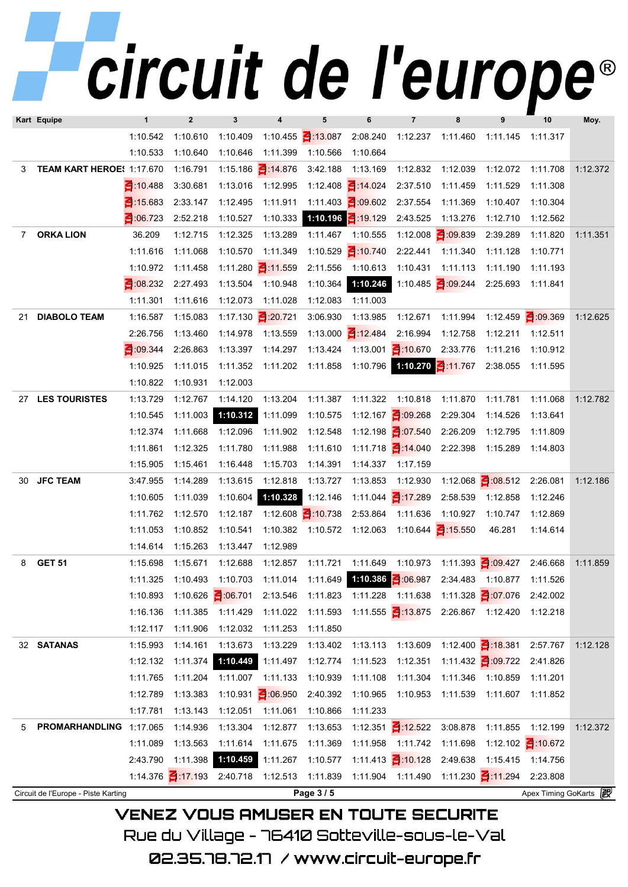# circuit de l'europe®

| Kart | Equipe | 1 | 2 | 3 | 4 | 5 | 6 | 7 | 8 | 9 | 10 | Moy. |
|---|---|---|---|---|---|---|---|---|---|---|---|---|
| | | 1:10.542 | 1:10.610 | 1:10.409 | 1:10.455 | :13.087 | 2:08.240 | 1:12.237 | 1:11.460 | 1:11.145 | 1:11.317 | |
| | | 1:10.533 | 1:10.640 | 1:10.646 | 1:11.399 | 1:10.566 | 1:10.664 | | | | | |
| 3 | TEAM KART HEROES | 1:17.670 | 1:16.791 | 1:15.186 | :14.876 | 3:42.188 | 1:13.169 | 1:12.832 | 1:12.039 | 1:12.072 | 1:11.708 | 1:12.372 |
| | | :10.488 | 3:30.681 | 1:13.016 | 1:12.995 | 1:12.408 | :14.024 | 2:37.510 | 1:11.459 | 1:11.529 | 1:11.308 | |
| | | :15.683 | 2:33.147 | 1:12.495 | 1:11.911 | 1:11.403 | :09.602 | 2:37.554 | 1:11.369 | 1:10.407 | 1:10.304 | |
| | | :06.723 | 2:52.218 | 1:10.527 | 1:10.333 | **1:10.196** | :19.129 | 2:43.525 | 1:13.276 | 1:12.710 | 1:12.562 | |
| 7 | ORKA LION | 36.209 | 1:12.715 | 1:12.325 | 1:13.289 | 1:11.467 | 1:10.555 | 1:12.008 | :09.839 | 2:39.289 | 1:11.820 | 1:11.351 |
| | | 1:11.616 | 1:11.068 | 1:10.570 | 1:11.349 | 1:10.529 | :10.740 | 2:22.441 | 1:11.340 | 1:11.128 | 1:10.771 | |
| | | 1:10.972 | 1:11.458 | 1:11.280 | :11.559 | 2:11.556 | 1:10.613 | 1:10.431 | 1:11.113 | 1:11.190 | 1:11.193 | |
| | | :08.232 | 2:27.493 | 1:13.504 | 1:10.948 | 1:10.364 | **1:10.246** | 1:10.485 | :09.244 | 2:25.693 | 1:11.841 | |
| | | 1:11.301 | 1:11.616 | 1:12.073 | 1:11.028 | 1:12.083 | 1:11.003 | | | | | |
| 21 | DIABOLO TEAM | 1:16.587 | 1:15.083 | 1:17.130 | :20.721 | 3:06.930 | 1:13.985 | 1:12.671 | 1:11.994 | 1:12.459 | :09.369 | 1:12.625 |
| | | 2:26.756 | 1:13.460 | 1:14.978 | 1:13.559 | 1:13.000 | :12.484 | 2:16.994 | 1:12.758 | 1:12.211 | 1:12.511 | |
| | | :09.344 | 2:26.863 | 1:13.397 | 1:14.297 | 1:13.424 | 1:13.001 | :10.670 | 2:33.776 | 1:11.216 | 1:10.912 | |
| | | 1:10.925 | 1:11.015 | 1:11.352 | 1:11.202 | 1:11.858 | 1:10.796 | **1:10.270** | :11.767 | 2:38.055 | 1:11.595 | |
| | | 1:10.822 | 1:10.931 | 1:12.003 | | | | | | | | |
| 27 | LES TOURISTES | 1:13.729 | 1:12.767 | 1:14.120 | 1:13.204 | 1:11.387 | 1:11.322 | 1:10.818 | 1:11.870 | 1:11.781 | 1:11.068 | 1:12.782 |
| | | 1:10.545 | 1:11.003 | **1:10.312** | 1:11.099 | 1:10.575 | 1:12.167 | :09.268 | 2:29.304 | 1:14.526 | 1:13.641 | |
| | | 1:12.374 | 1:11.668 | 1:12.096 | 1:11.902 | 1:12.548 | 1:12.198 | :07.540 | 2:26.209 | 1:12.795 | 1:11.809 | |
| | | 1:11.861 | 1:12.325 | 1:11.780 | 1:11.988 | 1:11.610 | 1:11.718 | :14.040 | 2:22.398 | 1:15.289 | 1:14.803 | |
| | | 1:15.905 | 1:15.461 | 1:16.448 | 1:15.703 | 1:14.391 | 1:14.337 | 1:17.159 | | | | |
| 30 | JFC TEAM | 3:47.955 | 1:14.289 | 1:13.615 | 1:12.818 | 1:13.727 | 1:13.853 | 1:12.930 | 1:12.068 | :08.512 | 2:26.081 | 1:12.186 |
| | | 1:10.605 | 1:11.039 | 1:10.604 | **1:10.328** | 1:12.146 | 1:11.044 | :17.289 | 2:58.539 | 1:12.858 | 1:12.246 | |
| | | 1:11.762 | 1:12.570 | 1:12.187 | 1:12.608 | :10.738 | 2:53.864 | 1:11.636 | 1:10.927 | 1:10.747 | 1:12.869 | |
| | | 1:11.053 | 1:10.852 | 1:10.541 | 1:10.382 | 1:10.572 | 1:12.063 | 1:10.644 | :15.550 | 46.281 | 1:14.614 | |
| | | 1:14.614 | 1:15.263 | 1:13.447 | 1:12.989 | | | | | | | |
| 8 | GET 51 | 1:15.698 | 1:15.671 | 1:12.688 | 1:12.857 | 1:11.721 | 1:11.649 | 1:10.973 | 1:11.393 | :09.427 | 2:46.668 | 1:11.859 |
| | | 1:11.325 | 1:10.493 | 1:10.703 | 1:11.014 | 1:11.649 | **1:10.386** | :06.987 | 2:34.483 | 1:10.877 | 1:11.526 | |
| | | 1:10.893 | 1:10.626 | :06.701 | 2:13.546 | 1:11.823 | 1:11.228 | 1:11.638 | 1:11.328 | :07.076 | 2:42.002 | |
| | | 1:16.136 | 1:11.385 | 1:11.429 | 1:11.022 | 1:11.593 | 1:11.555 | :13.875 | 2:26.867 | 1:12.420 | 1:12.218 | |
| | | 1:12.117 | 1:11.906 | 1:12.032 | 1:11.253 | 1:11.850 | | | | | | |
| 32 | SATANAS | 1:15.993 | 1:14.161 | 1:13.673 | 1:13.229 | 1:13.402 | 1:13.113 | 1:13.609 | 1:12.400 | :18.381 | 2:57.767 | 1:12.128 |
| | | 1:12.132 | 1:11.374 | **1:10.449** | 1:11.497 | 1:12.774 | 1:11.523 | 1:12.351 | 1:11.432 | :09.722 | 2:41.826 | |
| | | 1:11.765 | 1:11.204 | 1:11.007 | 1:11.133 | 1:10.939 | 1:11.108 | 1:11.304 | 1:11.346 | 1:10.859 | 1:11.201 | |
| | | 1:12.789 | 1:13.383 | 1:10.931 | :06.950 | 2:40.392 | 1:10.965 | 1:10.953 | 1:11.539 | 1:11.607 | 1:11.852 | |
| | | 1:17.781 | 1:13.143 | 1:12.051 | 1:11.061 | 1:10.866 | 1:11.233 | | | | | |
| 5 | PROMARHANDLING | 1:17.065 | 1:14.936 | 1:13.304 | 1:12.877 | 1:13.653 | 1:12.351 | :12.522 | 3:08.878 | 1:11.855 | 1:12.199 | 1:12.372 |
| | | 1:11.089 | 1:13.563 | 1:11.614 | 1:11.675 | 1:11.369 | 1:11.958 | 1:11.742 | 1:11.698 | 1:12.102 | :10.672 | |
| | | 2:43.790 | 1:11.398 | **1:10.459** | 1:11.267 | 1:10.577 | 1:11.413 | :10.128 | 2:49.638 | 1:15.415 | 1:14.756 | |
| | | 1:14.376 | :17.193 | 2:40.718 | 1:12.513 | 1:11.839 | 1:11.904 | 1:11.490 | 1:11.230 | :11.294 | 2:23.808 | |

Circuit de l'Europe - Piste Karting

Apex Timing GoKarts

VENEZ VOUS AMUSER EN TOUTE SECURITE

Rue du Village - 76410 Sotteville-sous-le-Val

02.35.78.72.17 / www.circuit-europe.fr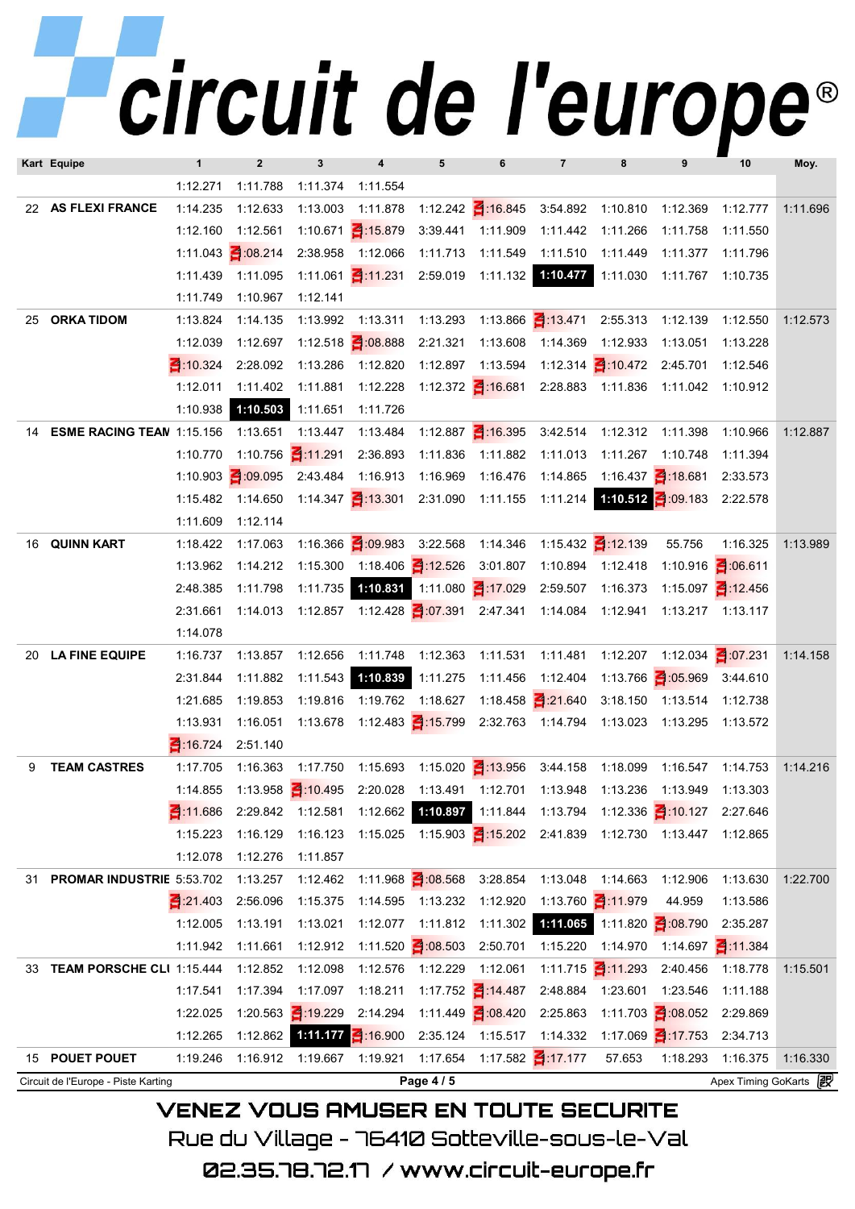# circuit de l'europe®

| Kart | Equipe | 1 | 2 | 3 | 4 | 5 | 6 | 7 | 8 | 9 | 10 | Moy. |
|---|---|---|---|---|---|---|---|---|---|---|---|---|
| | | 1:12.271 | 1:11.788 | 1:11.374 | 1:11.554 | | | | | | | |
| 22 | AS FLEXI FRANCE | 1:14.235 | 1:12.633 | 1:13.003 | 1:11.878 | 1:12.242 | :16.845 | 3:54.892 | 1:10.810 | 1:12.369 | 1:12.777 | 1:11.696 |
| | | 1:12.160 | 1:12.561 | 1:10.671 | :15.879 | 3:39.441 | 1:11.909 | 1:11.442 | 1:11.266 | 1:11.758 | 1:11.550 | |
| | | 1:11.043 | :08.214 | 2:38.958 | 1:12.066 | 1:11.713 | 1:11.549 | 1:11.510 | 1:11.449 | 1:11.377 | 1:11.796 | |
| | | 1:11.439 | 1:11.095 | 1:11.061 | :11.231 | 2:59.019 | 1:11.132 | **1:10.477** | 1:11.030 | 1:11.767 | 1:10.735 | |
| | | 1:11.749 | 1:10.967 | 1:12.141 | | | | | | | | |
| 25 | ORKA TIDOM | 1:13.824 | 1:14.135 | 1:13.992 | 1:13.311 | 1:13.293 | 1:13.866 | :13.471 | 2:55.313 | 1:12.139 | 1:12.550 | 1:12.573 |
| | | 1:12.039 | 1:12.697 | 1:12.518 | :08.888 | 2:21.321 | 1:13.608 | 1:14.369 | 1:12.933 | 1:13.051 | 1:13.228 | |
| | | :10.324 | 2:28.092 | 1:13.286 | 1:12.820 | 1:12.897 | 1:13.594 | 1:12.314 | :10.472 | 2:45.701 | 1:12.546 | |
| | | 1:12.011 | 1:11.402 | 1:11.881 | 1:12.228 | 1:12.372 | :16.681 | 2:28.883 | 1:11.836 | 1:11.042 | 1:10.912 | |
| | | 1:10.938 | **1:10.503** | 1:11.651 | 1:11.726 | | | | | | | |
| 14 | ESME RACING TEAM | 1:15.156 | 1:13.651 | 1:13.447 | 1:13.484 | 1:12.887 | :16.395 | 3:42.514 | 1:12.312 | 1:11.398 | 1:10.966 | 1:12.887 |
| | | 1:10.770 | 1:10.756 | :11.291 | 2:36.893 | 1:11.836 | 1:11.882 | 1:11.013 | 1:11.267 | 1:10.748 | 1:11.394 | |
| | | 1:10.903 | :09.095 | 2:43.484 | 1:16.913 | 1:16.969 | 1:16.476 | 1:14.865 | 1:16.437 | :18.681 | 2:33.573 | |
| | | 1:15.482 | 1:14.650 | 1:14.347 | :13.301 | 2:31.090 | 1:11.155 | 1:11.214 | **1:10.512** | :09.183 | 2:22.578 | |
| | | 1:11.609 | 1:12.114 | | | | | | | | | |
| 16 | QUINN KART | 1:18.422 | 1:17.063 | 1:16.366 | :09.983 | 3:22.568 | 1:14.346 | 1:15.432 | :12.139 | 55.756 | 1:16.325 | 1:13.989 |
| | | 1:13.962 | 1:14.212 | 1:15.300 | 1:18.406 | :12.526 | 3:01.807 | 1:10.894 | 1:12.418 | 1:10.916 | :06.611 | |
| | | 2:48.385 | 1:11.798 | 1:11.735 | **1:10.831** | 1:11.080 | :17.029 | 2:59.507 | 1:16.373 | 1:15.097 | :12.456 | |
| | | 2:31.661 | 1:14.013 | 1:12.857 | 1:12.428 | :07.391 | 2:47.341 | 1:14.084 | 1:12.941 | 1:13.217 | 1:13.117 | |
| | | 1:14.078 | | | | | | | | | | |
| 20 | LA FINE EQUIPE | 1:16.737 | 1:13.857 | 1:12.656 | 1:11.748 | 1:12.363 | 1:11.531 | 1:11.481 | 1:12.207 | 1:12.034 | :07.231 | 1:14.158 |
| | | 2:31.844 | 1:11.882 | 1:11.543 | **1:10.839** | 1:11.275 | 1:11.456 | 1:12.404 | 1:13.766 | :05.969 | 3:44.610 | |
| | | 1:21.685 | 1:19.853 | 1:19.816 | 1:19.762 | 1:18.627 | 1:18.458 | :21.640 | 3:18.150 | 1:13.514 | 1:12.738 | |
| | | 1:13.931 | 1:16.051 | 1:13.678 | 1:12.483 | :15.799 | 2:32.763 | 1:14.794 | 1:13.023 | 1:13.295 | 1:13.572 | |
| | | :16.724 | 2:51.140 | | | | | | | | | |
| 9 | TEAM CASTRES | 1:17.705 | 1:16.363 | 1:17.750 | 1:15.693 | 1:15.020 | :13.956 | 3:44.158 | 1:18.099 | 1:16.547 | 1:14.753 | 1:14.216 |
| | | 1:14.855 | 1:13.958 | :10.495 | 2:20.028 | 1:13.491 | 1:12.701 | 1:13.948 | 1:13.236 | 1:13.949 | 1:13.303 | |
| | | :11.686 | 2:29.842 | 1:12.581 | 1:12.662 | **1:10.897** | 1:11.844 | 1:13.794 | 1:12.336 | :10.127 | 2:27.646 | |
| | | 1:15.223 | 1:16.129 | 1:16.123 | 1:15.025 | 1:15.903 | :15.202 | 2:41.839 | 1:12.730 | 1:13.447 | 1:12.865 | |
| | | 1:12.078 | 1:12.276 | 1:11.857 | | | | | | | | |
| 31 | PROMAR INDUSTRIE | 5:53.702 | 1:13.257 | 1:12.462 | 1:11.968 | :08.568 | 3:28.854 | 1:13.048 | 1:14.663 | 1:12.906 | 1:13.630 | 1:22.700 |
| | | :21.403 | 2:56.096 | 1:15.375 | 1:14.595 | 1:13.232 | 1:12.920 | 1:13.760 | :11.979 | 44.959 | 1:13.586 | |
| | | 1:12.005 | 1:13.191 | 1:13.021 | 1:12.077 | 1:11.812 | 1:11.302 | **1:11.065** | 1:11.820 | :08.790 | 2:35.287 | |
| | | 1:11.942 | 1:11.661 | 1:12.912 | 1:11.520 | :08.503 | 2:50.701 | 1:15.220 | 1:14.970 | 1:14.697 | :11.384 | |
| 33 | TEAM PORSCHE CLI | 1:15.444 | 1:12.852 | 1:12.098 | 1:12.576 | 1:12.229 | 1:12.061 | 1:11.715 | :11.293 | 2:40.456 | 1:18.778 | 1:15.501 |
| | | 1:17.541 | 1:17.394 | 1:17.097 | 1:18.211 | 1:17.752 | :14.487 | 2:48.884 | 1:23.601 | 1:23.546 | 1:11.188 | |
| | | 1:22.025 | 1:20.563 | :19.229 | 2:14.294 | 1:11.449 | :08.420 | 2:25.863 | 1:11.703 | :08.052 | 2:29.869 | |
| | | 1:12.265 | 1:12.862 | **1:11.177** | :16.900 | 2:35.124 | 1:15.517 | 1:14.332 | 1:17.069 | :17.753 | 2:34.713 | |
| 15 | POUET POUET | 1:19.246 | 1:16.912 | 1:19.667 | 1:19.921 | 1:17.654 | 1:17.582 | :17.177 | 57.653 | 1:18.293 | 1:16.375 | 1:16.330 |

Circuit de l'Europe - Piste Karting — Apex Timing GoKarts

VENEZ VOUS AMUSER EN TOUTE SECURITE

Rue du Village - 76410 Sotteville-sous-le-Val

02.35.78.72.17 / www.circuit-europe.fr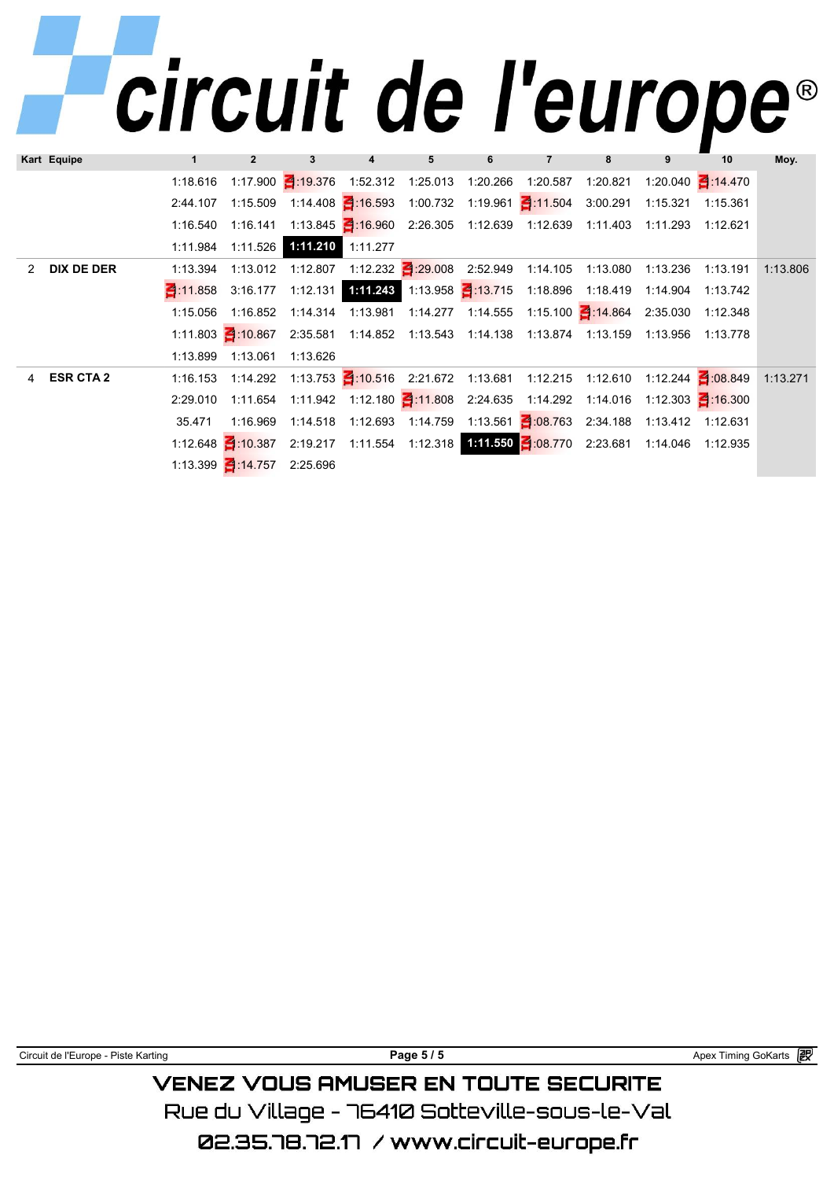# circuit de l'europe®

| Kart | Equipe | 1 | 2 | 3 | 4 | 5 | 6 | 7 | 8 | 9 | 10 | Moy. |
|---|---|---|---|---|---|---|---|---|---|---|---|---|
| | | 1:18.616 | 1:17.900 | :19.376 | 1:52.312 | 1:25.013 | 1:20.266 | 1:20.587 | 1:20.821 | 1:20.040 | :14.470 | |
| | | 2:44.107 | 1:15.509 | 1:14.408 | :16.593 | 1:00.732 | 1:19.961 | :11.504 | 3:00.291 | 1:15.321 | 1:15.361 | |
| | | 1:16.540 | 1:16.141 | 1:13.845 | :16.960 | 2:26.305 | 1:12.639 | 1:12.639 | 1:11.403 | 1:11.293 | 1:12.621 | |
| | | 1:11.984 | 1:11.526 | **1:11.210** | 1:11.277 | | | | | | | |
| 2 | **DIX DE DER** | 1:13.394 | 1:13.012 | 1:12.807 | 1:12.232 | :29.008 | 2:52.949 | 1:14.105 | 1:13.080 | 1:13.236 | 1:13.191 | 1:13.806 |
| | | :11.858 | 3:16.177 | 1:12.131 | **1:11.243** | 1:13.958 | :13.715 | 1:18.896 | 1:18.419 | 1:14.904 | 1:13.742 | |
| | | 1:15.056 | 1:16.852 | 1:14.314 | 1:13.981 | 1:14.277 | 1:14.555 | 1:15.100 | :14.864 | 2:35.030 | 1:12.348 | |
| | | 1:11.803 | :10.867 | 2:35.581 | 1:14.852 | 1:13.543 | 1:14.138 | 1:13.874 | 1:13.159 | 1:13.956 | 1:13.778 | |
| | | 1:13.899 | 1:13.061 | 1:13.626 | | | | | | | | |
| 4 | **ESR CTA 2** | 1:16.153 | 1:14.292 | 1:13.753 | :10.516 | 2:21.672 | 1:13.681 | 1:12.215 | 1:12.610 | 1:12.244 | :08.849 | 1:13.271 |
| | | 2:29.010 | 1:11.654 | 1:11.942 | 1:12.180 | :11.808 | 2:24.635 | 1:14.292 | 1:14.016 | 1:12.303 | :16.300 | |
| | | 35.471 | 1:16.969 | 1:14.518 | 1:12.693 | 1:14.759 | 1:13.561 | :08.763 | 2:34.188 | 1:13.412 | 1:12.631 | |
| | | 1:12.648 | :10.387 | 2:19.217 | 1:11.554 | 1:12.318 | **1:11.550** | :08.770 | 2:23.681 | 1:14.046 | 1:12.935 | |
| | | 1:13.399 | :14.757 | 2:25.696 | | | | | | | | |

Circuit de l'Europe - Piste Karting

Apex Timing GoKarts

VENEZ VOUS AMUSER EN TOUTE SECURITE

Rue du Village - 76410 Sotteville-sous-le-Val

02.35.78.72.17 / www.circuit-europe.fr